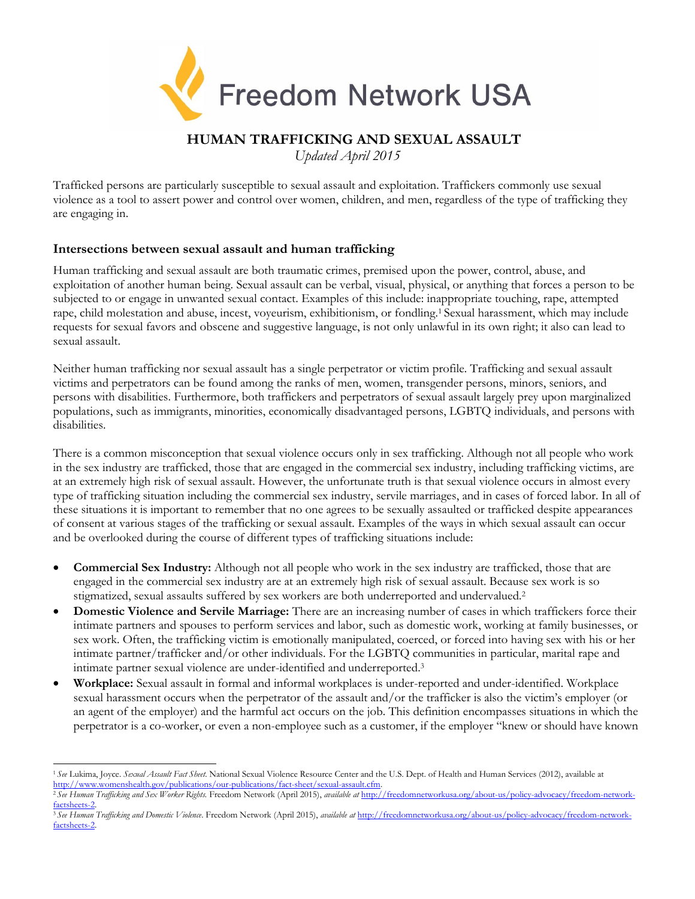Freedom Network USA

# HUMAN TRAFFICKING AND SEXUAL ASSAULT

*Updated April 2015*

Trafficked persons are particularly susceptible to sexual assault and exploitation. Traffickers commonly use sexual violence as a tool to assert power and control over women, children, and men, regardless of the type of trafficking they are engaging in.

## Intersections between sexual assault and human trafficking

Human trafficking and sexual assault are both traumatic crimes, premised upon the power, control, abuse, and exploitation of another human being. Sexual assault can be verbal, visual, physical, or anything that forces a person to be subjected to or engage in unwanted sexual contact. Examples of this include: inappropriate touching, rape, attempted rape, child molestation and abuse, incest, voyeurism, exhibitionism, or fondling.[1] Sexual harassment, which may include requests for sexual favors and obscene and suggestive language, is not only unlawful in its own right; it also can lead to sexual assault.

Neither human trafficking nor sexual assault has a single perpetrator or victim profile. Trafficking and sexual assault victims and perpetrators can be found among the ranks of men, women, transgender persons, minors, seniors, and persons with disabilities. Furthermore, both traffickers and perpetrators of sexual assault largely prey upon marginalized populations, such as immigrants, minorities, economically disadvantaged persons, LGBTQ individuals, and persons with disabilities.

There is a common misconception that sexual violence occurs only in sex trafficking. Although not all people who work in the sex industry are trafficked, those that are engaged in the commercial sex industry, including trafficking victims, are at an extremely high risk of sexual assault. However, the unfortunate truth is that sexual violence occurs in almost every type of trafficking situation including the commercial sex industry, servile marriages, and in cases of forced labor. In all of these situations it is important to remember that no one agrees to be sexually assaulted or trafficked despite appearances of consent at various stages of the trafficking or sexual assault. Examples of the ways in which sexual assault can occur and be overlooked during the course of different types of trafficking situations include:

- **Commercial Sex Industry:** Although not all people who work in the sex industry are trafficked, those that are engaged in the commercial sex industry are at an extremely high risk of sexual assault. Because sex work is so stigmatized, sexual assaults suffered by sex workers are both underreported and undervalued.[2]
- **Domestic Violence and Servile Marriage:** There are an increasing number of cases in which traffickers force their intimate partners and spouses to perform services and labor, such as domestic work, working at family businesses, or sex work. Often, the trafficking victim is emotionally manipulated, coerced, or forced into having sex with his or her intimate partner/trafficker and/or other individuals. For the LGBTQ communities in particular, marital rape and intimate partner sexual violence are under-identified and underreported.[3]
- **Workplace:** Sexual assault in formal and informal workplaces is under-reported and under-identified. Workplace sexual harassment occurs when the perpetrator of the assault and/or the trafficker is also the victim's employer (or an agent of the employer) and the harmful act occurs on the job. This definition encompasses situations in which the perpetrator is a co-worker, or even a non-employee such as a customer, if the employer "knew or should have known

---

[1] *See* Lukima, Joyce. *Sexual Assault Fact Sheet.* National Sexual Violence Resource Center and the U.S. Dept. of Health and Human Services (2012), available at http://www.womenshealth.gov/publications/our-publications/fact-sheet/sexual-assault.cfm.

[2] *See Human Trafficking and Sex Worker Rights.* Freedom Network (April 2015), *available at* http://freedomnetworkusa.org/about-us/policy-advocacy/freedom-network-factsheets-2.

[3] *See Human Trafficking and Domestic Violence*. Freedom Network (April 2015), *available at* http://freedomnetworkusa.org/about-us/policy-advocacy/freedom-network-factsheets-2.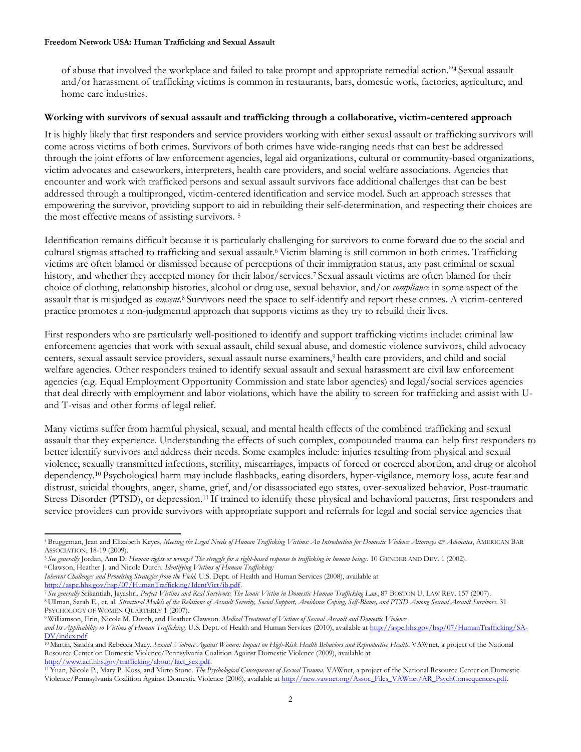of abuse that involved the workplace and failed to take prompt and appropriate remedial action."[4] Sexual assault and/or harassment of trafficking victims is common in restaurants, bars, domestic work, factories, agriculture, and home care industries.

**Working with survivors of sexual assault and trafficking through a collaborative, victim-centered approach**

It is highly likely that first responders and service providers working with either sexual assault or trafficking survivors will come across victims of both crimes. Survivors of both crimes have wide-ranging needs that can best be addressed through the joint efforts of law enforcement agencies, legal aid organizations, cultural or community-based organizations, victim advocates and caseworkers, interpreters, health care providers, and social welfare associations. Agencies that encounter and work with trafficked persons and sexual assault survivors face additional challenges that can be best addressed through a multipronged, victim-centered identification and service model. Such an approach stresses that empowering the survivor, providing support to aid in rebuilding their self-determination, and respecting their choices are the most effective means of assisting survivors. [5]

Identification remains difficult because it is particularly challenging for survivors to come forward due to the social and cultural stigmas attached to trafficking and sexual assault.[6] Victim blaming is still common in both crimes. Trafficking victims are often blamed or dismissed because of perceptions of their immigration status, any past criminal or sexual history, and whether they accepted money for their labor/services.[7] Sexual assault victims are often blamed for their choice of clothing, relationship histories, alcohol or drug use, sexual behavior, and/or *compliance* in some aspect of the assault that is misjudged as *consent*.[8] Survivors need the space to self-identify and report these crimes. A victim-centered practice promotes a non-judgmental approach that supports victims as they try to rebuild their lives.

First responders who are particularly well-positioned to identify and support trafficking victims include: criminal law enforcement agencies that work with sexual assault, child sexual abuse, and domestic violence survivors, child advocacy centers, sexual assault service providers, sexual assault nurse examiners,[9] health care providers, and child and social welfare agencies. Other responders trained to identify sexual assault and sexual harassment are civil law enforcement agencies (e.g. Equal Employment Opportunity Commission and state labor agencies) and legal/social services agencies that deal directly with employment and labor violations, which have the ability to screen for trafficking and assist with U- and T-visas and other forms of legal relief.

Many victims suffer from harmful physical, sexual, and mental health effects of the combined trafficking and sexual assault that they experience. Understanding the effects of such complex, compounded trauma can help first responders to better identify survivors and address their needs. Some examples include: injuries resulting from physical and sexual violence, sexually transmitted infections, sterility, miscarriages, impacts of forced or coerced abortion, and drug or alcohol dependency.[10] Psychological harm may include flashbacks, eating disorders, hyper-vigilance, memory loss, acute fear and distrust, suicidal thoughts, anger, shame, grief, and/or disassociated ego states, over-sexualized behavior, Post-traumatic Stress Disorder (PTSD), or depression.[11] If trained to identify these physical and behavioral patterns, first responders and service providers can provide survivors with appropriate support and referrals for legal and social service agencies that

---

[4] Bruggeman, Jean and Elizabeth Keyes, *Meeting the Legal Needs of Human Trafficking Victims: An Introduction for Domestic Violence Attorneys & Advocates*, AMERICAN BAR ASSOCIATION, 18-19 (2009).

[5] *See generally* Jordan, Ann D. *Human rights or wrongs? The struggle for a right-based response to trafficking in human beings*. 10 GENDER AND DEV. 1 (2002).

[6] Clawson, Heather J. and Nicole Dutch. *Identifying Victims of Human Trafficking: Inherent Challenges and Promising Strategies from the Field.* U.S. Dept. of Health and Human Services (2008), available at http://aspe.hhs.gov/hsp/07/HumanTrafficking/IdentVict/ib.pdf.

[7] *See generally* Srikantiah, Jayashri. *Perfect Victims and Real Survivors: The Iconic Victim in Domestic Human Trafficking Law*, 87 BOSTON U. LAW REV. 157 (2007).

[8] Ullman, Sarah E., et. al. *Structural Models of the Relations of Assault Severity, Social Support, Avoidance Coping, Self-Blame, and PTSD Among Sexual Assault Survivors*. 31 PSYCHOLOGY OF WOMEN QUARTERLY 1 (2007).

[9] Williamson, Erin, Nicole M. Dutch, and Heather Clawson. *Medical Treatment of Victims of Sexual Assault and Domestic Violence and Its Applicability to Victims of Human Trafficking.* U.S. Dept. of Health and Human Services (2010), available at http://aspe.hhs.gov/hsp/07/HumanTrafficking/SA-DV/index.pdf.

[10] Martin, Sandra and Rebecca Macy. *Sexual Violence Against Women: Impact on High-Risk Health Behaviors and Reproductive Health*. VAWnet, a project of the National Resource Center on Domestic Violence/Pennsylvania Coalition Against Domestic Violence (2009), available at http://www.acf.hhs.gov/trafficking/about/fact_sex.pdf.

[11] Yuan, Nicole P., Mary P. Koss, and Mirto Stone. *The Psychological Consequences of Sexual Trauma.* VAWnet, a project of the National Resource Center on Domestic Violence/Pennsylvania Coalition Against Domestic Violence (2006), available at http://new.vawnet.org/Assoc_Files_VAWnet/AR_PsychConsequences.pdf.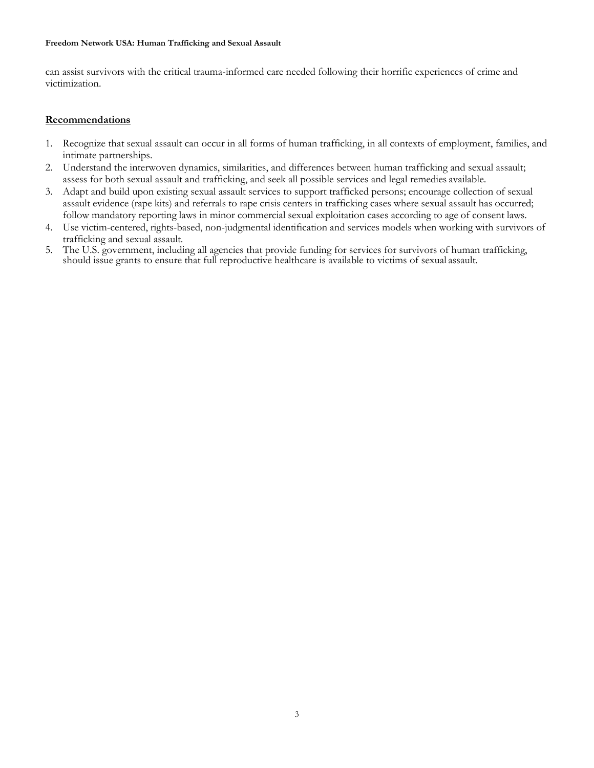can assist survivors with the critical trauma-informed care needed following their horrific experiences of crime and victimization.

## Recommendations

1. Recognize that sexual assault can occur in all forms of human trafficking, in all contexts of employment, families, and intimate partnerships.
2. Understand the interwoven dynamics, similarities, and differences between human trafficking and sexual assault; assess for both sexual assault and trafficking, and seek all possible services and legal remedies available.
3. Adapt and build upon existing sexual assault services to support trafficked persons; encourage collection of sexual assault evidence (rape kits) and referrals to rape crisis centers in trafficking cases where sexual assault has occurred; follow mandatory reporting laws in minor commercial sexual exploitation cases according to age of consent laws.
4. Use victim-centered, rights-based, non-judgmental identification and services models when working with survivors of trafficking and sexual assault.
5. The U.S. government, including all agencies that provide funding for services for survivors of human trafficking, should issue grants to ensure that full reproductive healthcare is available to victims of sexual assault.